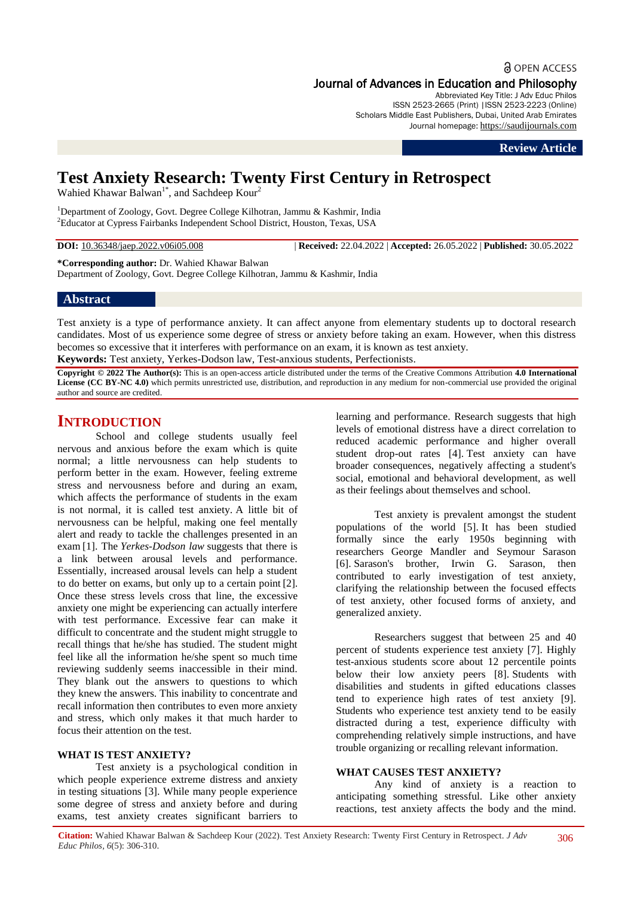Review Article

# Test Anxiety Research: Twenty First Century in Retrospect

Wahied Khawar Balwan[1*], and Sachdeep Kour[2]

[1]Department of Zoology, Govt. Degree College Kilhotran, Jammu & Kashmir, India
[2]Educator at Cypress Fairbanks Independent School District, Houston, Texas, USA

**DOI:** 10.36348/jaep.2022.v06i05.008 | **Received:** 22.04.2022 | **Accepted:** 26.05.2022 | **Published:** 30.05.2022

**\*Corresponding author:** Dr. Wahied Khawar Balwan
Department of Zoology, Govt. Degree College Kilhotran, Jammu & Kashmir, India

## Abstract

Test anxiety is a type of performance anxiety. It can affect anyone from elementary students up to doctoral research candidates. Most of us experience some degree of stress or anxiety before taking an exam. However, when this distress becomes so excessive that it interferes with performance on an exam, it is known as test anxiety.

**Keywords:** Test anxiety, Yerkes-Dodson law, Test-anxious students, Perfectionists.

**Copyright © 2022 The Author(s):** This is an open-access article distributed under the terms of the Creative Commons Attribution **4.0 International License (CC BY-NC 4.0)** which permits unrestricted use, distribution, and reproduction in any medium for non-commercial use provided the original author and source are credited.

## INTRODUCTION

School and college students usually feel nervous and anxious before the exam which is quite normal; a little nervousness can help students to perform better in the exam. However, feeling extreme stress and nervousness before and during an exam, which affects the performance of students in the exam is not normal, it is called test anxiety. A little bit of nervousness can be helpful, making one feel mentally alert and ready to tackle the challenges presented in an exam [1]. The *Yerkes-Dodson law* suggests that there is a link between arousal levels and performance. Essentially, increased arousal levels can help a student to do better on exams, but only up to a certain point [2]. Once these stress levels cross that line, the excessive anxiety one might be experiencing can actually interfere with test performance. Excessive fear can make it difficult to concentrate and the student might struggle to recall things that he/she has studied. The student might feel like all the information he/she spent so much time reviewing suddenly seems inaccessible in their mind. They blank out the answers to questions to which they knew the answers. This inability to concentrate and recall information then contributes to even more anxiety and stress, which only makes it that much harder to focus their attention on the test.

### WHAT IS TEST ANXIETY?

Test anxiety is a psychological condition in which people experience extreme distress and anxiety in testing situations [3]. While many people experience some degree of stress and anxiety before and during exams, test anxiety creates significant barriers to learning and performance. Research suggests that high levels of emotional distress have a direct correlation to reduced academic performance and higher overall student drop-out rates [4]. Test anxiety can have broader consequences, negatively affecting a student's social, emotional and behavioral development, as well as their feelings about themselves and school.

Test anxiety is prevalent amongst the student populations of the world [5]. It has been studied formally since the early 1950s beginning with researchers George Mandler and Seymour Sarason [6]. Sarason's brother, Irwin G. Sarason, then contributed to early investigation of test anxiety, clarifying the relationship between the focused effects of test anxiety, other focused forms of anxiety, and generalized anxiety.

Researchers suggest that between 25 and 40 percent of students experience test anxiety [7]. Highly test-anxious students score about 12 percentile points below their low anxiety peers [8]. Students with disabilities and students in gifted educations classes tend to experience high rates of test anxiety [9]. Students who experience test anxiety tend to be easily distracted during a test, experience difficulty with comprehending relatively simple instructions, and have trouble organizing or recalling relevant information.

### WHAT CAUSES TEST ANXIETY?

Any kind of anxiety is a reaction to anticipating something stressful. Like other anxiety reactions, test anxiety affects the body and the mind.

**Citation:** Wahied Khawar Balwan & Sachdeep Kour (2022). Test Anxiety Research: Twenty First Century in Retrospect. *J Adv Educ Philos, 6*(5): 306-310.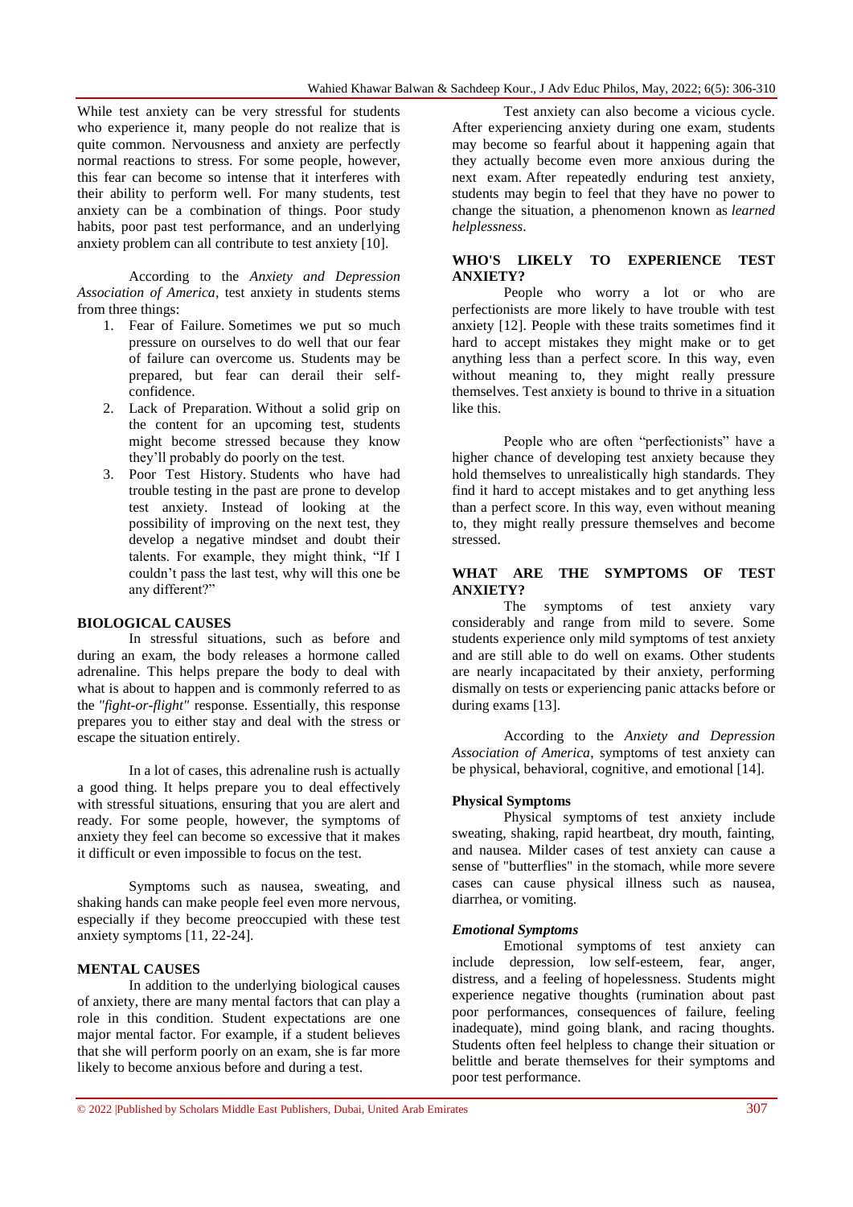While test anxiety can be very stressful for students who experience it, many people do not realize that is quite common. Nervousness and anxiety are perfectly normal reactions to stress. For some people, however, this fear can become so intense that it interferes with their ability to perform well. For many students, test anxiety can be a combination of things. Poor study habits, poor past test performance, and an underlying anxiety problem can all contribute to test anxiety [10].

According to the *Anxiety and Depression Association of America*, test anxiety in students stems from three things:

1. Fear of Failure. Sometimes we put so much pressure on ourselves to do well that our fear of failure can overcome us. Students may be prepared, but fear can derail their self-confidence.
2. Lack of Preparation. Without a solid grip on the content for an upcoming test, students might become stressed because they know they'll probably do poorly on the test.
3. Poor Test History. Students who have had trouble testing in the past are prone to develop test anxiety. Instead of looking at the possibility of improving on the next test, they develop a negative mindset and doubt their talents. For example, they might think, "If I couldn't pass the last test, why will this one be any different?"

## BIOLOGICAL CAUSES

In stressful situations, such as before and during an exam, the body releases a hormone called adrenaline. This helps prepare the body to deal with what is about to happen and is commonly referred to as the *"fight-or-flight"* response. Essentially, this response prepares you to either stay and deal with the stress or escape the situation entirely.

In a lot of cases, this adrenaline rush is actually a good thing. It helps prepare you to deal effectively with stressful situations, ensuring that you are alert and ready. For some people, however, the symptoms of anxiety they feel can become so excessive that it makes it difficult or even impossible to focus on the test.

Symptoms such as nausea, sweating, and shaking hands can make people feel even more nervous, especially if they become preoccupied with these test anxiety symptoms [11, 22-24].

## MENTAL CAUSES

In addition to the underlying biological causes of anxiety, there are many mental factors that can play a role in this condition. Student expectations are one major mental factor. For example, if a student believes that she will perform poorly on an exam, she is far more likely to become anxious before and during a test.

Test anxiety can also become a vicious cycle. After experiencing anxiety during one exam, students may become so fearful about it happening again that they actually become even more anxious during the next exam. After repeatedly enduring test anxiety, students may begin to feel that they have no power to change the situation, a phenomenon known as *learned helplessness*.

## WHO'S LIKELY TO EXPERIENCE TEST ANXIETY?

People who worry a lot or who are perfectionists are more likely to have trouble with test anxiety [12]. People with these traits sometimes find it hard to accept mistakes they might make or to get anything less than a perfect score. In this way, even without meaning to, they might really pressure themselves. Test anxiety is bound to thrive in a situation like this.

People who are often "perfectionists" have a higher chance of developing test anxiety because they hold themselves to unrealistically high standards. They find it hard to accept mistakes and to get anything less than a perfect score. In this way, even without meaning to, they might really pressure themselves and become stressed.

## WHAT ARE THE SYMPTOMS OF TEST ANXIETY?

The symptoms of test anxiety vary considerably and range from mild to severe. Some students experience only mild symptoms of test anxiety and are still able to do well on exams. Other students are nearly incapacitated by their anxiety, performing dismally on tests or experiencing panic attacks before or during exams [13].

According to the *Anxiety and Depression Association of America*, symptoms of test anxiety can be physical, behavioral, cognitive, and emotional [14].

### Physical Symptoms

Physical symptoms of test anxiety include sweating, shaking, rapid heartbeat, dry mouth, fainting, and nausea. Milder cases of test anxiety can cause a sense of "butterflies" in the stomach, while more severe cases can cause physical illness such as nausea, diarrhea, or vomiting.

### *Emotional Symptoms*

Emotional symptoms of test anxiety can include depression, low self-esteem, fear, anger, distress, and a feeling of hopelessness. Students might experience negative thoughts (rumination about past poor performances, consequences of failure, feeling inadequate), mind going blank, and racing thoughts. Students often feel helpless to change their situation or belittle and berate themselves for their symptoms and poor test performance.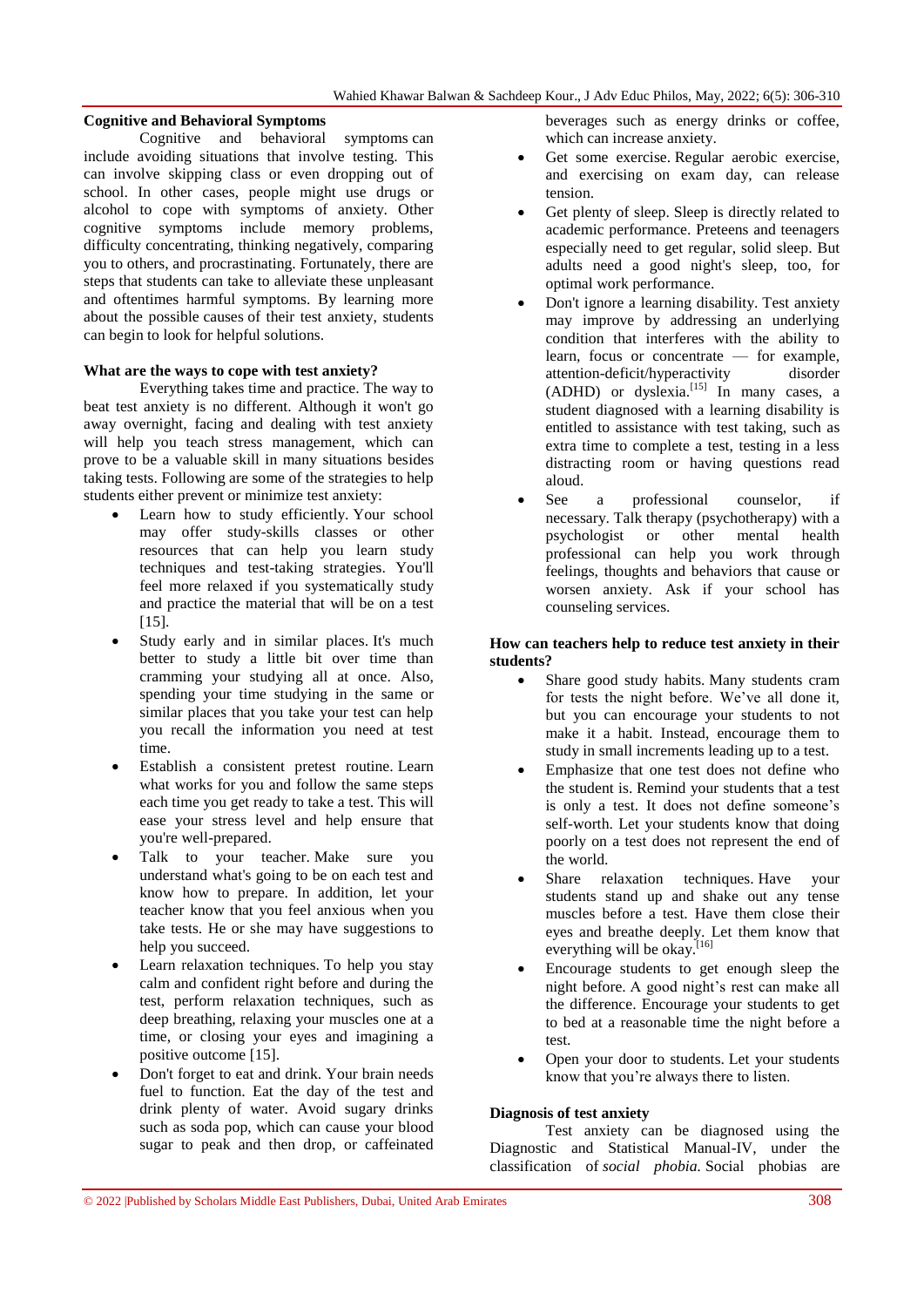**Cognitive and Behavioral Symptoms**

Cognitive and behavioral symptoms can include avoiding situations that involve testing. This can involve skipping class or even dropping out of school. In other cases, people might use drugs or alcohol to cope with symptoms of anxiety. Other cognitive symptoms include memory problems, difficulty concentrating, thinking negatively, comparing you to others, and procrastinating. Fortunately, there are steps that students can take to alleviate these unpleasant and oftentimes harmful symptoms. By learning more about the possible causes of their test anxiety, students can begin to look for helpful solutions.

**What are the ways to cope with test anxiety?**

Everything takes time and practice. The way to beat test anxiety is no different. Although it won't go away overnight, facing and dealing with test anxiety will help you teach stress management, which can prove to be a valuable skill in many situations besides taking tests. Following are some of the strategies to help students either prevent or minimize test anxiety:

- Learn how to study efficiently. Your school may offer study-skills classes or other resources that can help you learn study techniques and test-taking strategies. You'll feel more relaxed if you systematically study and practice the material that will be on a test [15].
- Study early and in similar places. It's much better to study a little bit over time than cramming your studying all at once. Also, spending your time studying in the same or similar places that you take your test can help you recall the information you need at test time.
- Establish a consistent pretest routine. Learn what works for you and follow the same steps each time you get ready to take a test. This will ease your stress level and help ensure that you're well-prepared.
- Talk to your teacher. Make sure you understand what's going to be on each test and know how to prepare. In addition, let your teacher know that you feel anxious when you take tests. He or she may have suggestions to help you succeed.
- Learn relaxation techniques. To help you stay calm and confident right before and during the test, perform relaxation techniques, such as deep breathing, relaxing your muscles one at a time, or closing your eyes and imagining a positive outcome [15].
- Don't forget to eat and drink. Your brain needs fuel to function. Eat the day of the test and drink plenty of water. Avoid sugary drinks such as soda pop, which can cause your blood sugar to peak and then drop, or caffeinated beverages such as energy drinks or coffee, which can increase anxiety.
- Get some exercise. Regular aerobic exercise, and exercising on exam day, can release tension.
- Get plenty of sleep. Sleep is directly related to academic performance. Preteens and teenagers especially need to get regular, solid sleep. But adults need a good night's sleep, too, for optimal work performance.
- Don't ignore a learning disability. Test anxiety may improve by addressing an underlying condition that interferes with the ability to learn, focus or concentrate — for example, attention-deficit/hyperactivity disorder (ADHD) or dyslexia.[15] In many cases, a student diagnosed with a learning disability is entitled to assistance with test taking, such as extra time to complete a test, testing in a less distracting room or having questions read aloud.
- See a professional counselor, if necessary. Talk therapy (psychotherapy) with a psychologist or other mental health professional can help you work through feelings, thoughts and behaviors that cause or worsen anxiety. Ask if your school has counseling services.

**How can teachers help to reduce test anxiety in their students?**

- Share good study habits. Many students cram for tests the night before. We've all done it, but you can encourage your students to not make it a habit. Instead, encourage them to study in small increments leading up to a test.
- Emphasize that one test does not define who the student is. Remind your students that a test is only a test. It does not define someone's self-worth. Let your students know that doing poorly on a test does not represent the end of the world.
- Share relaxation techniques. Have your students stand up and shake out any tense muscles before a test. Have them close their eyes and breathe deeply. Let them know that everything will be okay.[16]
- Encourage students to get enough sleep the night before. A good night's rest can make all the difference. Encourage your students to get to bed at a reasonable time the night before a test.
- Open your door to students. Let your students know that you're always there to listen.

**Diagnosis of test anxiety**

Test anxiety can be diagnosed using the Diagnostic and Statistical Manual-IV, under the classification of *social phobia.* Social phobias are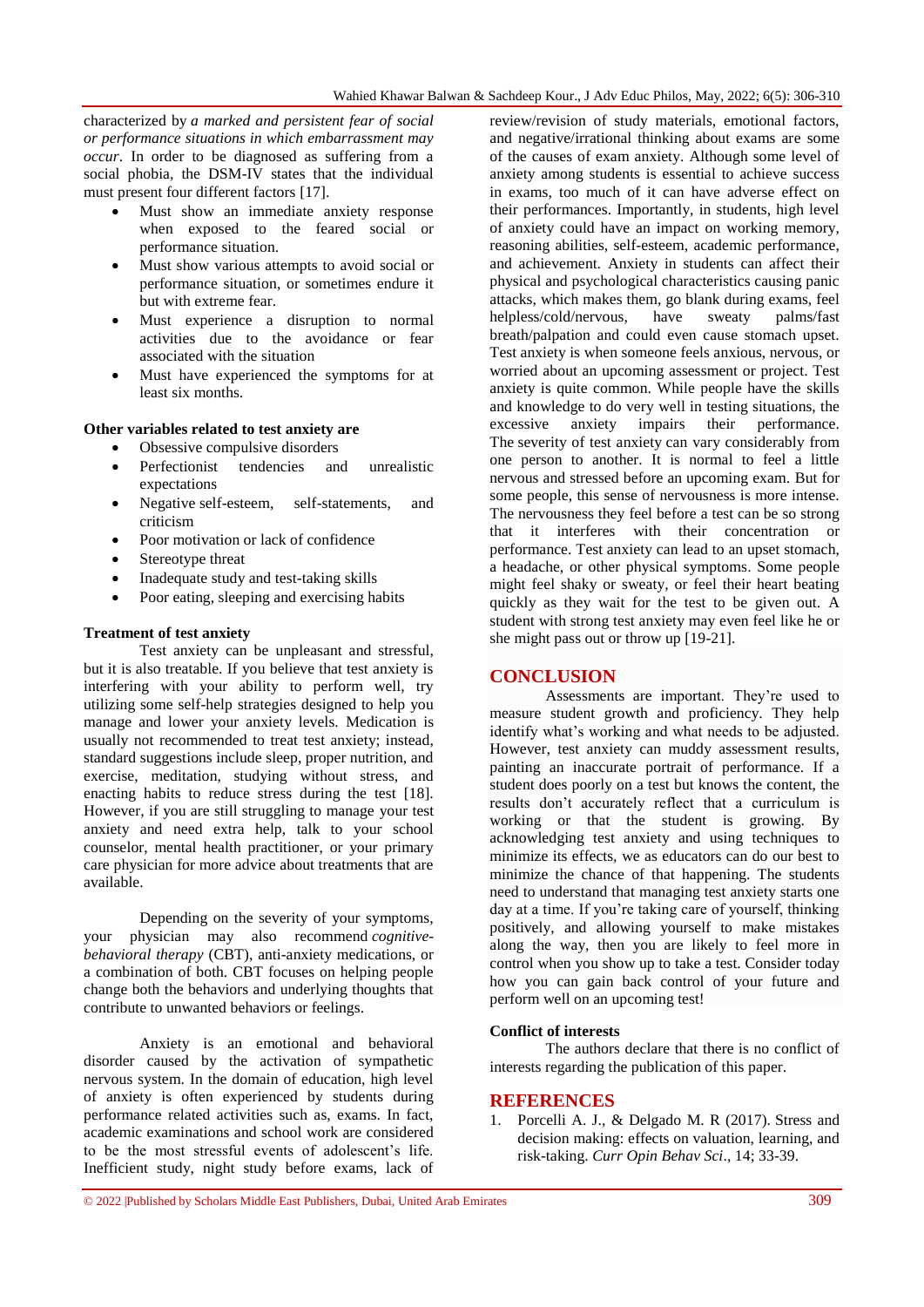characterized by *a marked and persistent fear of social or performance situations in which embarrassment may occur*. In order to be diagnosed as suffering from a social phobia, the DSM-IV states that the individual must present four different factors [17].

- Must show an immediate anxiety response when exposed to the feared social or performance situation.
- Must show various attempts to avoid social or performance situation, or sometimes endure it but with extreme fear.
- Must experience a disruption to normal activities due to the avoidance or fear associated with the situation
- Must have experienced the symptoms for at least six months.

**Other variables related to test anxiety are**

- Obsessive compulsive disorders
- Perfectionist tendencies and unrealistic expectations
- Negative self-esteem, self-statements, and criticism
- Poor motivation or lack of confidence
- Stereotype threat
- Inadequate study and test-taking skills
- Poor eating, sleeping and exercising habits

**Treatment of test anxiety**

Test anxiety can be unpleasant and stressful, but it is also treatable. If you believe that test anxiety is interfering with your ability to perform well, try utilizing some self-help strategies designed to help you manage and lower your anxiety levels. Medication is usually not recommended to treat test anxiety; instead, standard suggestions include sleep, proper nutrition, and exercise, meditation, studying without stress, and enacting habits to reduce stress during the test [18]. However, if you are still struggling to manage your test anxiety and need extra help, talk to your school counselor, mental health practitioner, or your primary care physician for more advice about treatments that are available.

Depending on the severity of your symptoms, your physician may also recommend *cognitive-behavioral therapy* (CBT), anti-anxiety medications, or a combination of both. CBT focuses on helping people change both the behaviors and underlying thoughts that contribute to unwanted behaviors or feelings.

Anxiety is an emotional and behavioral disorder caused by the activation of sympathetic nervous system. In the domain of education, high level of anxiety is often experienced by students during performance related activities such as, exams. In fact, academic examinations and school work are considered to be the most stressful events of adolescent's life. Inefficient study, night study before exams, lack of review/revision of study materials, emotional factors, and negative/irrational thinking about exams are some of the causes of exam anxiety. Although some level of anxiety among students is essential to achieve success in exams, too much of it can have adverse effect on their performances. Importantly, in students, high level of anxiety could have an impact on working memory, reasoning abilities, self-esteem, academic performance, and achievement. Anxiety in students can affect their physical and psychological characteristics causing panic attacks, which makes them, go blank during exams, feel helpless/cold/nervous, have sweaty palms/fast breath/palpation and could even cause stomach upset. Test anxiety is when someone feels anxious, nervous, or worried about an upcoming assessment or project. Test anxiety is quite common. While people have the skills and knowledge to do very well in testing situations, the excessive anxiety impairs their performance. The severity of test anxiety can vary considerably from one person to another. It is normal to feel a little nervous and stressed before an upcoming exam. But for some people, this sense of nervousness is more intense. The nervousness they feel before a test can be so strong that it interferes with their concentration or performance. Test anxiety can lead to an upset stomach, a headache, or other physical symptoms. Some people might feel shaky or sweaty, or feel their heart beating quickly as they wait for the test to be given out. A student with strong test anxiety may even feel like he or she might pass out or throw up [19-21].

## CONCLUSION

Assessments are important. They're used to measure student growth and proficiency. They help identify what's working and what needs to be adjusted. However, test anxiety can muddy assessment results, painting an inaccurate portrait of performance. If a student does poorly on a test but knows the content, the results don't accurately reflect that a curriculum is working or that the student is growing. By acknowledging test anxiety and using techniques to minimize its effects, we as educators can do our best to minimize the chance of that happening. The students need to understand that managing test anxiety starts one day at a time. If you're taking care of yourself, thinking positively, and allowing yourself to make mistakes along the way, then you are likely to feel more in control when you show up to take a test. Consider today how you can gain back control of your future and perform well on an upcoming test!

**Conflict of interests**

The authors declare that there is no conflict of interests regarding the publication of this paper.

## REFERENCES

1. Porcelli A. J., & Delgado M. R (2017). Stress and decision making: effects on valuation, learning, and risk-taking. *Curr Opin Behav Sci*., 14; 33-39.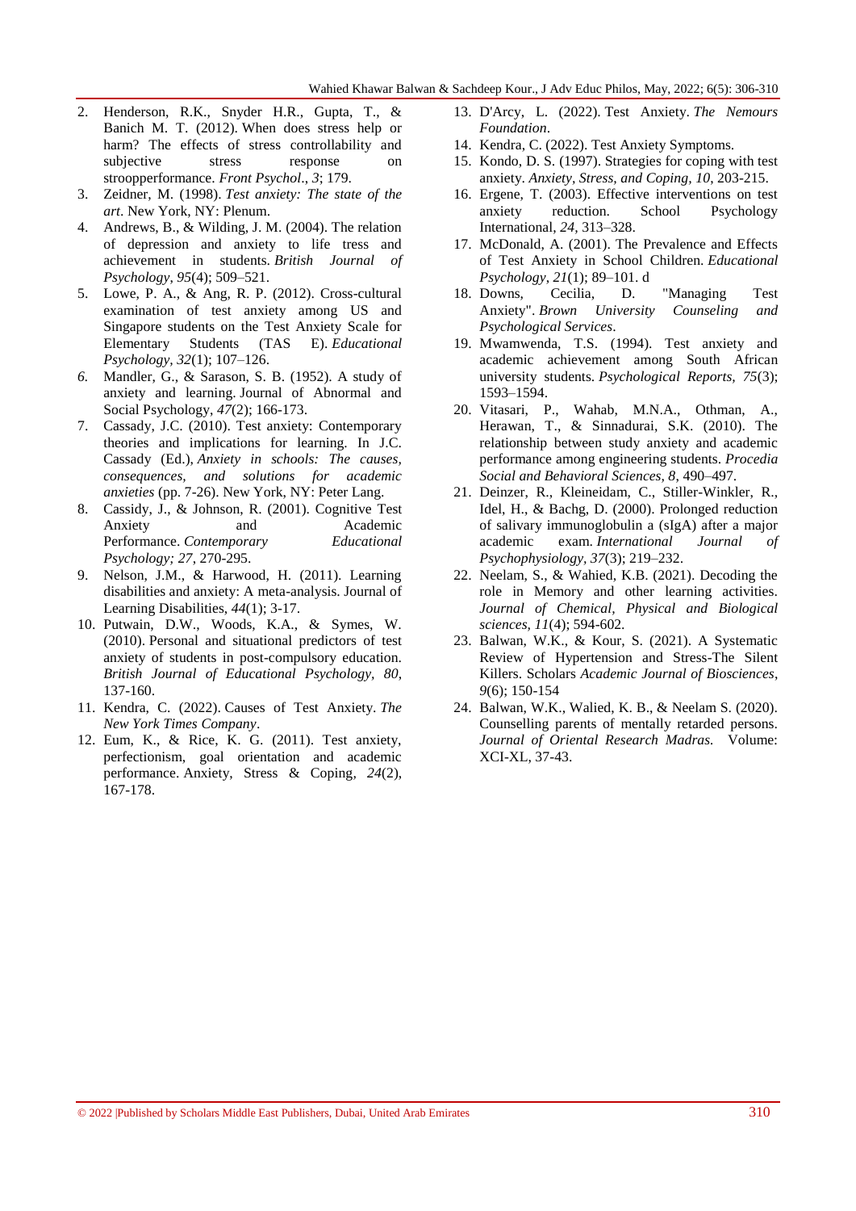2. Henderson, R.K., Snyder H.R., Gupta, T., & Banich M. T. (2012). When does stress help or harm? The effects of stress controllability and subjective stress response on stroopperformance. *Front Psychol*., *3*; 179.
3. Zeidner, M. (1998). *Test anxiety: The state of the art*. New York, NY: Plenum.
4. Andrews, B., & Wilding, J. M. (2004). The relation of depression and anxiety to life tress and achievement in students. *British Journal of Psychology*, *95*(4); 509–521.
5. Lowe, P. A., & Ang, R. P. (2012). Cross-cultural examination of test anxiety among US and Singapore students on the Test Anxiety Scale for Elementary Students (TAS E). *Educational Psychology, 32*(1); 107–126.
6. Mandler, G., & Sarason, S. B. (1952). A study of anxiety and learning. Journal of Abnormal and Social Psychology, *47*(2); 166-173.
7. Cassady, J.C. (2010). Test anxiety: Contemporary theories and implications for learning. In J.C. Cassady (Ed.), *Anxiety in schools: The causes, consequences, and solutions for academic anxieties* (pp. 7-26). New York, NY: Peter Lang.
8. Cassidy, J., & Johnson, R. (2001). Cognitive Test Anxiety and Academic Performance. *Contemporary Educational Psychology; 27*, 270-295.
9. Nelson, J.M., & Harwood, H. (2011). Learning disabilities and anxiety: A meta-analysis. Journal of Learning Disabilities, *44*(1); 3-17.
10. Putwain, D.W., Woods, K.A., & Symes, W. (2010). Personal and situational predictors of test anxiety of students in post-compulsory education. *British Journal of Educational Psychology, 80*, 137-160.
11. Kendra, C. (2022). Causes of Test Anxiety. *The New York Times Company*.
12. Eum, K., & Rice, K. G. (2011). Test anxiety, perfectionism, goal orientation and academic performance. Anxiety, Stress & Coping, *24*(2), 167-178.
13. D'Arcy, L. (2022). Test Anxiety. *The Nemours Foundation*.
14. Kendra, C. (2022). Test Anxiety Symptoms.
15. Kondo, D. S. (1997). Strategies for coping with test anxiety. *Anxiety, Stress, and Coping, 10*, 203-215.
16. Ergene, T. (2003). Effective interventions on test anxiety reduction. School Psychology International, *24,* 313–328.
17. McDonald, A. (2001). The Prevalence and Effects of Test Anxiety in School Children. *Educational Psychology, 21*(1); 89–101. d
18. Downs, Cecilia, D. "Managing Test Anxiety". *Brown University Counseling and Psychological Services*.
19. Mwamwenda, T.S. (1994). Test anxiety and academic achievement among South African university students. *Psychological Reports, 75*(3); 1593–1594.
20. Vitasari, P., Wahab, M.N.A., Othman, A., Herawan, T., & Sinnadurai, S.K. (2010). The relationship between study anxiety and academic performance among engineering students. *Procedia Social and Behavioral Sciences, 8*, 490–497.
21. Deinzer, R., Kleineidam, C., Stiller-Winkler, R., Idel, H., & Bachg, D. (2000). Prolonged reduction of salivary immunoglobulin a (sIgA) after a major academic exam. *International Journal of Psychophysiology, 37*(3); 219–232.
22. Neelam, S., & Wahied, K.B. (2021). Decoding the role in Memory and other learning activities. *Journal of Chemical, Physical and Biological sciences, 11*(4); 594-602.
23. Balwan, W.K., & Kour, S. (2021). A Systematic Review of Hypertension and Stress-The Silent Killers. Scholars *Academic Journal of Biosciences*, *9*(6); 150-154
24. Balwan, W.K., Walied, K. B., & Neelam S. (2020). Counselling parents of mentally retarded persons. *Journal of Oriental Research Madras.* Volume: XCI-XL, 37-43.